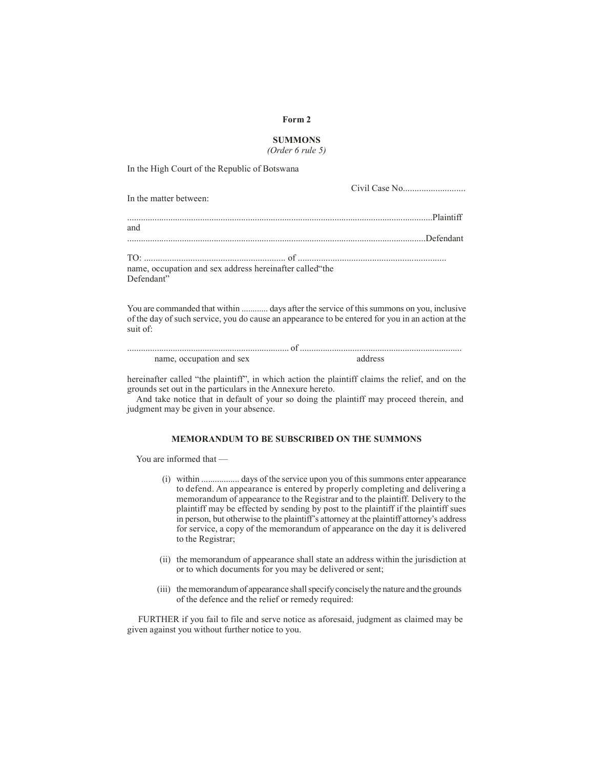**Form 2**

**SUMMONS**
*(Order 6 rule 5)*

In the High Court of the Republic of Botswana

Civil Case No...........................

In the matter between:

.....................................................................................................................................Plaintiff
and
.................................................................................................................................Defendant

TO: ............................................................ of ...............................................................
name, occupation and sex address hereinafter called"the Defendant"

You are commanded that within ............ days after the service of this summons on you, inclusive of the day of such service, you do cause an appearance to be entered for you in an action at the suit of:

....................................................................... of .......................................................................
name, occupation and sex address

hereinafter called "the plaintiff", in which action the plaintiff claims the relief, and on the grounds set out in the particulars in the Annexure hereto.

And take notice that in default of your so doing the plaintiff may proceed therein, and judgment may be given in your absence.

**MEMORANDUM TO BE SUBSCRIBED ON THE SUMMONS**

You are informed that —

(i) within ................ days of the service upon you of this summons enter appearance to defend. An appearance is entered by properly completing and delivering a memorandum of appearance to the Registrar and to the plaintiff. Delivery to the plaintiff may be effected by sending by post to the plaintiff if the plaintiff sues in person, but otherwise to the plaintiff's attorney at the plaintiff attorney's address for service, a copy of the memorandum of appearance on the day it is delivered to the Registrar;

(ii) the memorandum of appearance shall state an address within the jurisdiction at or to which documents for you may be delivered or sent;

(iii) the memorandum of appearance shall specify concisely the nature and the grounds of the defence and the relief or remedy required:

FURTHER if you fail to file and serve notice as aforesaid, judgment as claimed may be given against you without further notice to you.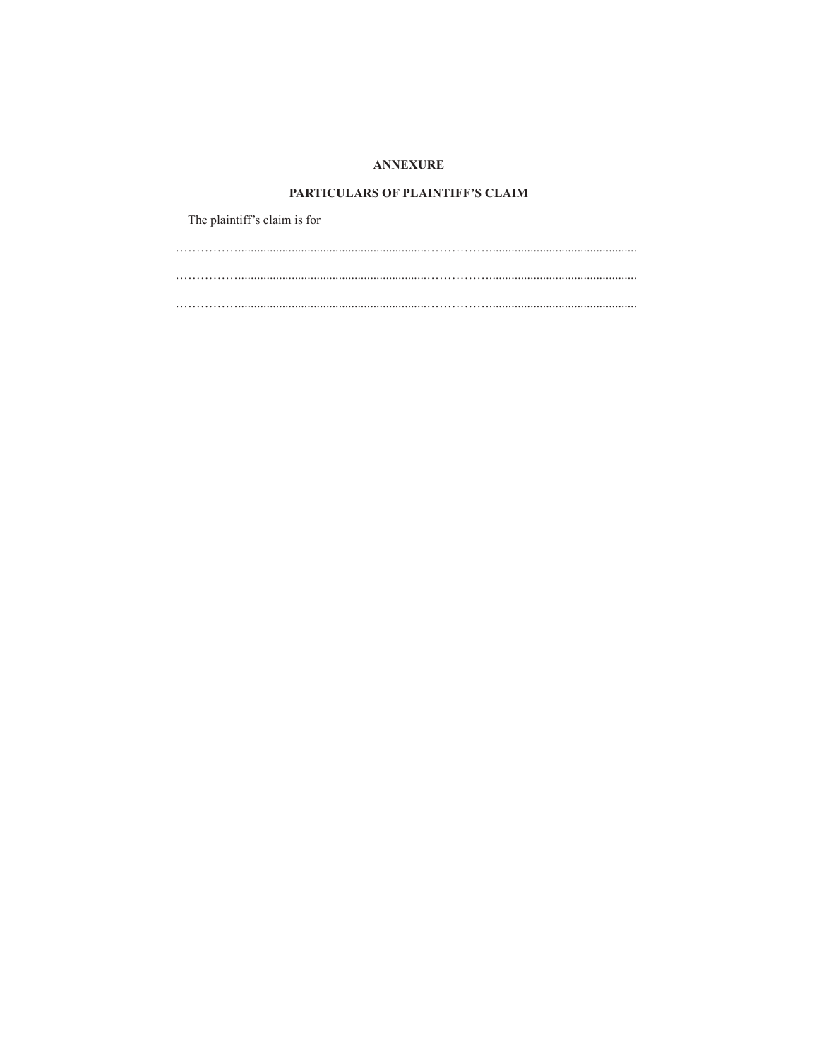**ANNEXURE**

**PARTICULARS OF PLAINTIFF'S CLAIM**

The plaintiff's claim is for

……………...............................................................……………...............................................

……………...............................................................……………...............................................

……………...............................................................……………...............................................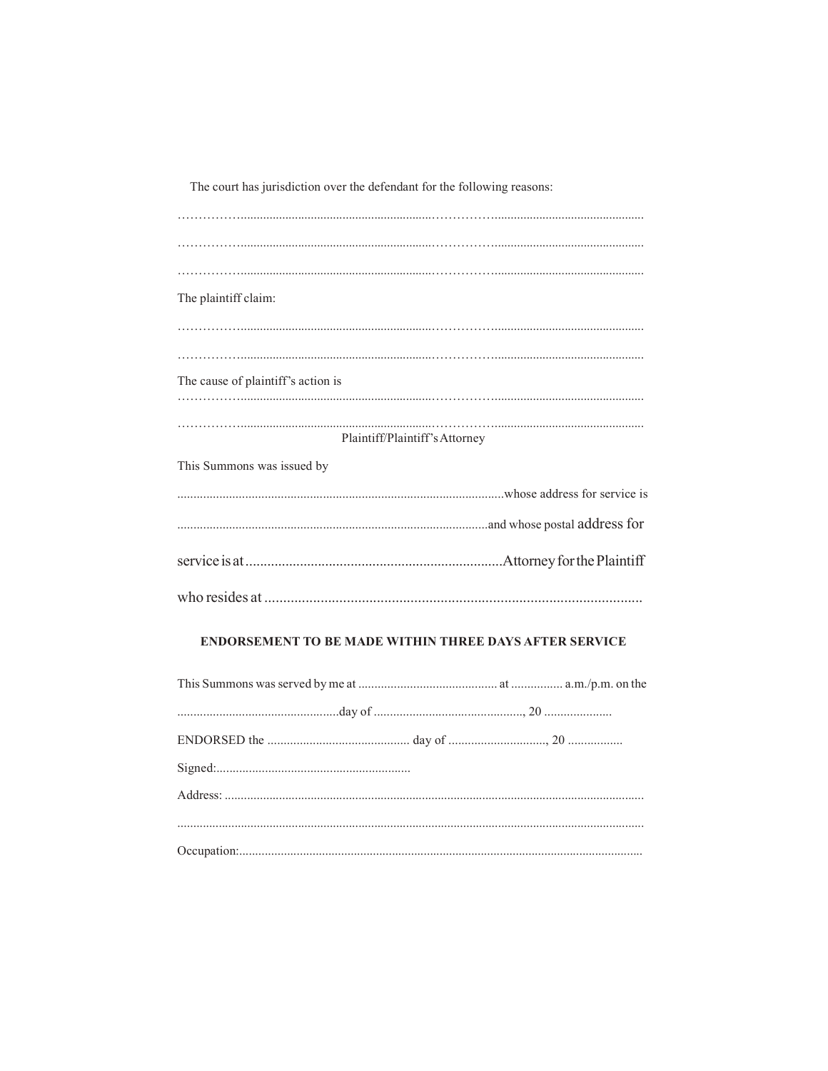The court has jurisdiction over the defendant for the following reasons:

………………...............................................................……………...............................................

………………...............................................................……………...............................................

………………...............................................................……………...............................................

The plaintiff claim:

………………...............................................................……………...............................................

………………...............................................................……………...............................................

The cause of plaintiff's action is
………………...............................................................……………...............................................

………………...............................................................……………...............................................

Plaintiff/Plaintiff's Attorney

This Summons was issued by

.....................................................................................................whose address for service is

................................................................................................and whose postal address for

service is at ......................................................................Attorney for the Plaintiff

who resides at .....................................................................................................

**ENDORSEMENT TO BE MADE WITHIN THREE DAYS AFTER SERVICE**

This Summons was served by me at ........................................... at ................ a.m./p.m. on the

..................................................day of .............................................., 20 .....................

ENDORSED the ............................................ day of .............................., 20 .................

Signed:............................................................

Address: ...................................................................................................................................

.................................................................................................................................................

Occupation:.............................................................................................................................